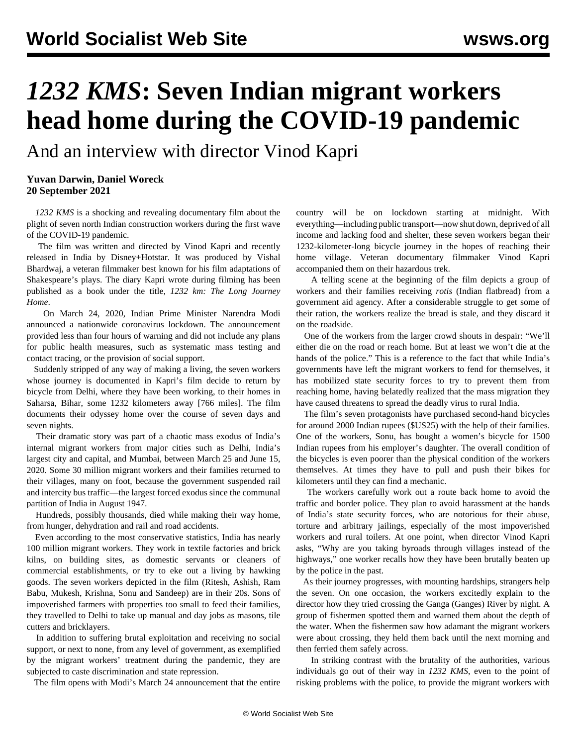# *1232 KMS*: Seven Indian migrant workers head home during the COVID-19 pandemic

## And an interview with director Vinod Kapri

**Yuvan Darwin, Daniel Woreck**
**20 September 2021**

*1232 KMS* is a shocking and revealing documentary film about the plight of seven north Indian construction workers during the first wave of the COVID-19 pandemic.

The film was written and directed by Vinod Kapri and recently released in India by Disney+Hotstar. It was produced by Vishal Bhardwaj, a veteran filmmaker best known for his film adaptations of Shakespeare's plays. The diary Kapri wrote during filming has been published as a book under the title, *1232 km: The Long Journey Home*.

On March 24, 2020, Indian Prime Minister Narendra Modi announced a nationwide coronavirus lockdown. The announcement provided less than four hours of warning and did not include any plans for public health measures, such as systematic mass testing and contact tracing, or the provision of social support.

Suddenly stripped of any way of making a living, the seven workers whose journey is documented in Kapri's film decide to return by bicycle from Delhi, where they have been working, to their homes in Saharsa, Bihar, some 1232 kilometers away [766 miles]. The film documents their odyssey home over the course of seven days and seven nights.

Their dramatic story was part of a chaotic mass exodus of India's internal migrant workers from major cities such as Delhi, India's largest city and capital, and Mumbai, between March 25 and June 15, 2020. Some 30 million migrant workers and their families returned to their villages, many on foot, because the government suspended rail and intercity bus traffic—the largest forced exodus since the communal partition of India in August 1947.

Hundreds, possibly thousands, died while making their way home, from hunger, dehydration and rail and road accidents.

Even according to the most conservative statistics, India has nearly 100 million migrant workers. They work in textile factories and brick kilns, on building sites, as domestic servants or cleaners of commercial establishments, or try to eke out a living by hawking goods. The seven workers depicted in the film (Ritesh, Ashish, Ram Babu, Mukesh, Krishna, Sonu and Sandeep) are in their 20s. Sons of impoverished farmers with properties too small to feed their families, they travelled to Delhi to take up manual and day jobs as masons, tile cutters and bricklayers.

In addition to suffering brutal exploitation and receiving no social support, or next to none, from any level of government, as exemplified by the migrant workers' treatment during the pandemic, they are subjected to caste discrimination and state repression.

The film opens with Modi's March 24 announcement that the entire country will be on lockdown starting at midnight. With everything—including public transport—now shut down, deprived of all income and lacking food and shelter, these seven workers began their 1232-kilometer-long bicycle journey in the hopes of reaching their home village. Veteran documentary filmmaker Vinod Kapri accompanied them on their hazardous trek.

A telling scene at the beginning of the film depicts a group of workers and their families receiving *rotis* (Indian flatbread) from a government aid agency. After a considerable struggle to get some of their ration, the workers realize the bread is stale, and they discard it on the roadside.

One of the workers from the larger crowd shouts in despair: "We'll either die on the road or reach home. But at least we won't die at the hands of the police." This is a reference to the fact that while India's governments have left the migrant workers to fend for themselves, it has mobilized state security forces to try to prevent them from reaching home, having belatedly realized that the mass migration they have caused threatens to spread the deadly virus to rural India.

The film's seven protagonists have purchased second-hand bicycles for around 2000 Indian rupees ($US25) with the help of their families. One of the workers, Sonu, has bought a women's bicycle for 1500 Indian rupees from his employer's daughter. The overall condition of the bicycles is even poorer than the physical condition of the workers themselves. At times they have to pull and push their bikes for kilometers until they can find a mechanic.

The workers carefully work out a route back home to avoid the traffic and border police. They plan to avoid harassment at the hands of India's state security forces, who are notorious for their abuse, torture and arbitrary jailings, especially of the most impoverished workers and rural toilers. At one point, when director Vinod Kapri asks, "Why are you taking byroads through villages instead of the highways," one worker recalls how they have been brutally beaten up by the police in the past.

As their journey progresses, with mounting hardships, strangers help the seven. On one occasion, the workers excitedly explain to the director how they tried crossing the Ganga (Ganges) River by night. A group of fishermen spotted them and warned them about the depth of the water. When the fishermen saw how adamant the migrant workers were about crossing, they held them back until the next morning and then ferried them safely across.

In striking contrast with the brutality of the authorities, various individuals go out of their way in *1232 KMS*, even to the point of risking problems with the police, to provide the migrant workers with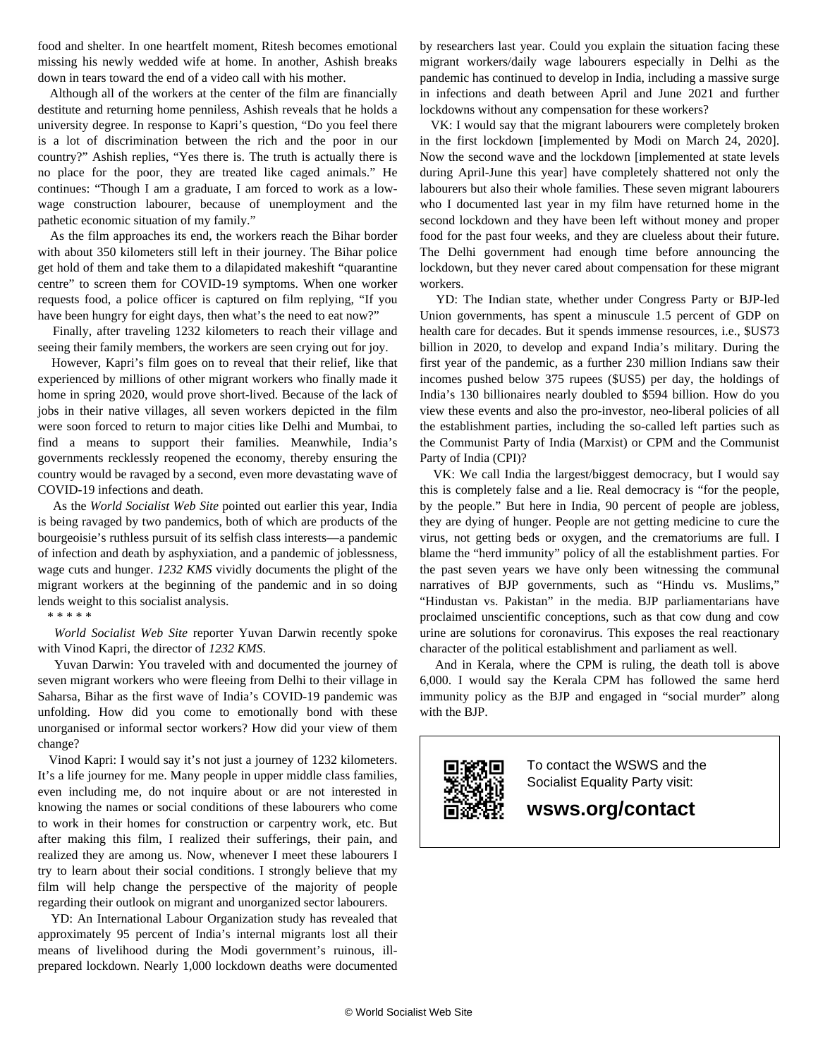food and shelter. In one heartfelt moment, Ritesh becomes emotional missing his newly wedded wife at home. In another, Ashish breaks down in tears toward the end of a video call with his mother.

Although all of the workers at the center of the film are financially destitute and returning home penniless, Ashish reveals that he holds a university degree. In response to Kapri's question, "Do you feel there is a lot of discrimination between the rich and the poor in our country?" Ashish replies, "Yes there is. The truth is actually there is no place for the poor, they are treated like caged animals." He continues: "Though I am a graduate, I am forced to work as a low-wage construction labourer, because of unemployment and the pathetic economic situation of my family."

As the film approaches its end, the workers reach the Bihar border with about 350 kilometers still left in their journey. The Bihar police get hold of them and take them to a dilapidated makeshift "quarantine centre" to screen them for COVID-19 symptoms. When one worker requests food, a police officer is captured on film replying, "If you have been hungry for eight days, then what's the need to eat now?"

Finally, after traveling 1232 kilometers to reach their village and seeing their family members, the workers are seen crying out for joy.

However, Kapri's film goes on to reveal that their relief, like that experienced by millions of other migrant workers who finally made it home in spring 2020, would prove short-lived. Because of the lack of jobs in their native villages, all seven workers depicted in the film were soon forced to return to major cities like Delhi and Mumbai, to find a means to support their families. Meanwhile, India's governments recklessly reopened the economy, thereby ensuring the country would be ravaged by a second, even more devastating wave of COVID-19 infections and death.

As the *World Socialist Web Site* pointed out earlier this year, India is being ravaged by two pandemics, both of which are products of the bourgeoisie's ruthless pursuit of its selfish class interests—a pandemic of infection and death by asphyxiation, and a pandemic of joblessness, wage cuts and hunger. *1232 KMS* vividly documents the plight of the migrant workers at the beginning of the pandemic and in so doing lends weight to this socialist analysis.

\* \* \* \* \*

*World Socialist Web Site* reporter Yuvan Darwin recently spoke with Vinod Kapri, the director of *1232 KMS*.

Yuvan Darwin: You traveled with and documented the journey of seven migrant workers who were fleeing from Delhi to their village in Saharsa, Bihar as the first wave of India's COVID-19 pandemic was unfolding. How did you come to emotionally bond with these unorganised or informal sector workers? How did your view of them change?

Vinod Kapri: I would say it's not just a journey of 1232 kilometers. It's a life journey for me. Many people in upper middle class families, even including me, do not inquire about or are not interested in knowing the names or social conditions of these labourers who come to work in their homes for construction or carpentry work, etc. But after making this film, I realized their sufferings, their pain, and realized they are among us. Now, whenever I meet these labourers I try to learn about their social conditions. I strongly believe that my film will help change the perspective of the majority of people regarding their outlook on migrant and unorganized sector labourers.

YD: An International Labour Organization study has revealed that approximately 95 percent of India's internal migrants lost all their means of livelihood during the Modi government's ruinous, ill-prepared lockdown. Nearly 1,000 lockdown deaths were documented by researchers last year. Could you explain the situation facing these migrant workers/daily wage labourers especially in Delhi as the pandemic has continued to develop in India, including a massive surge in infections and death between April and June 2021 and further lockdowns without any compensation for these workers?

VK: I would say that the migrant labourers were completely broken in the first lockdown [implemented by Modi on March 24, 2020]. Now the second wave and the lockdown [implemented at state levels during April-June this year] have completely shattered not only the labourers but also their whole families. These seven migrant labourers who I documented last year in my film have returned home in the second lockdown and they have been left without money and proper food for the past four weeks, and they are clueless about their future. The Delhi government had enough time before announcing the lockdown, but they never cared about compensation for these migrant workers.

YD: The Indian state, whether under Congress Party or BJP-led Union governments, has spent a minuscule 1.5 percent of GDP on health care for decades. But it spends immense resources, i.e., $US73 billion in 2020, to develop and expand India's military. During the first year of the pandemic, as a further 230 million Indians saw their incomes pushed below 375 rupees ($US5) per day, the holdings of India's 130 billionaires nearly doubled to $594 billion. How do you view these events and also the pro-investor, neo-liberal policies of all the establishment parties, including the so-called left parties such as the Communist Party of India (Marxist) or CPM and the Communist Party of India (CPI)?

VK: We call India the largest/biggest democracy, but I would say this is completely false and a lie. Real democracy is "for the people, by the people." But here in India, 90 percent of people are jobless, they are dying of hunger. People are not getting medicine to cure the virus, not getting beds or oxygen, and the crematoriums are full. I blame the "herd immunity" policy of all the establishment parties. For the past seven years we have only been witnessing the communal narratives of BJP governments, such as "Hindu vs. Muslims," "Hindustan vs. Pakistan" in the media. BJP parliamentarians have proclaimed unscientific conceptions, such as that cow dung and cow urine are solutions for coronavirus. This exposes the real reactionary character of the political establishment and parliament as well.

And in Kerala, where the CPM is ruling, the death toll is above 6,000. I would say the Kerala CPM has followed the same herd immunity policy as the BJP and engaged in "social murder" along with the BJP.

To contact the WSWS and the Socialist Equality Party visit:

**wsws.org/contact**